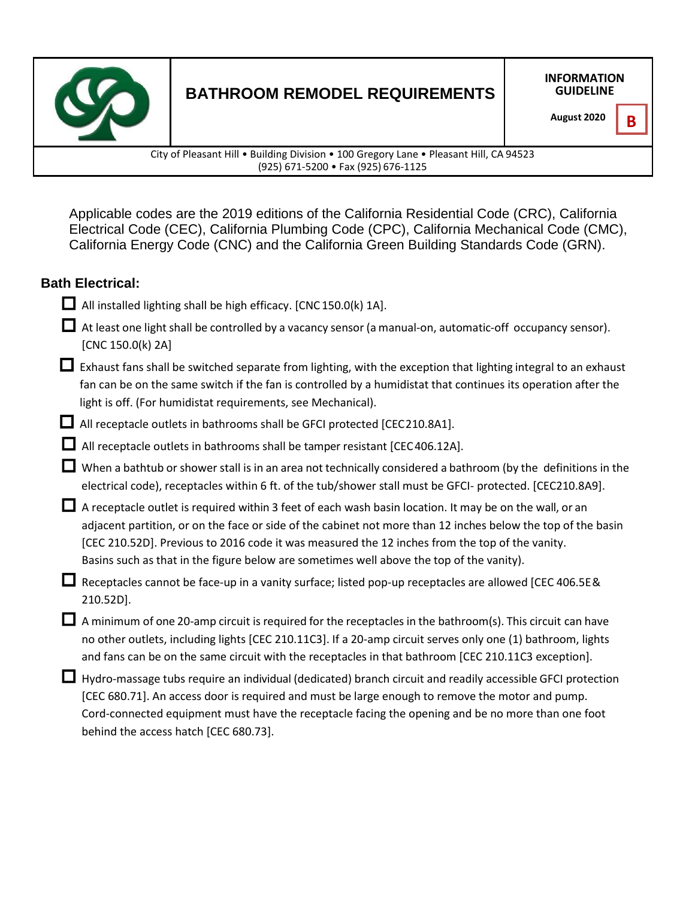# BATHROOM REMODEL REQUIREMENTS

**INFORMATION GUIDELINE**

**August 2020**

**B**

City of Pleasant Hill • Building Division • 100 Gregory Lane • Pleasant Hill, CA 94523
(925) 671-5200 • Fax (925) 676-1125

Applicable codes are the 2019 editions of the California Residential Code (CRC), California Electrical Code (CEC), California Plumbing Code (CPC), California Mechanical Code (CMC), California Energy Code (CNC) and the California Green Building Standards Code (GRN).

## Bath Electrical:

- ☐ All installed lighting shall be high efficacy. [CNC 150.0(k) 1A].
- ☐ At least one light shall be controlled by a vacancy sensor (a manual-on, automatic-off occupancy sensor). [CNC 150.0(k) 2A]
- ☐ Exhaust fans shall be switched separate from lighting, with the exception that lighting integral to an exhaust fan can be on the same switch if the fan is controlled by a humidistat that continues its operation after the light is off. (For humidistat requirements, see Mechanical).
- ☐ All receptacle outlets in bathrooms shall be GFCI protected [CEC210.8A1].
- ☐ All receptacle outlets in bathrooms shall be tamper resistant [CEC406.12A].
- ☐ When a bathtub or shower stall is in an area not technically considered a bathroom (by the definitions in the electrical code), receptacles within 6 ft. of the tub/shower stall must be GFCI- protected. [CEC210.8A9].
- ☐ A receptacle outlet is required within 3 feet of each wash basin location. It may be on the wall, or an adjacent partition, or on the face or side of the cabinet not more than 12 inches below the top of the basin [CEC 210.52D]. Previous to 2016 code it was measured the 12 inches from the top of the vanity. Basins such as that in the figure below are sometimes well above the top of the vanity).
- ☐ Receptacles cannot be face-up in a vanity surface; listed pop-up receptacles are allowed [CEC 406.5E& 210.52D].
- ☐ A minimum of one 20-amp circuit is required for the receptacles in the bathroom(s). This circuit can have no other outlets, including lights [CEC 210.11C3]. If a 20-amp circuit serves only one (1) bathroom, lights and fans can be on the same circuit with the receptacles in that bathroom [CEC 210.11C3 exception].
- ☐ Hydro-massage tubs require an individual (dedicated) branch circuit and readily accessible GFCI protection [CEC 680.71]. An access door is required and must be large enough to remove the motor and pump. Cord-connected equipment must have the receptacle facing the opening and be no more than one foot behind the access hatch [CEC 680.73].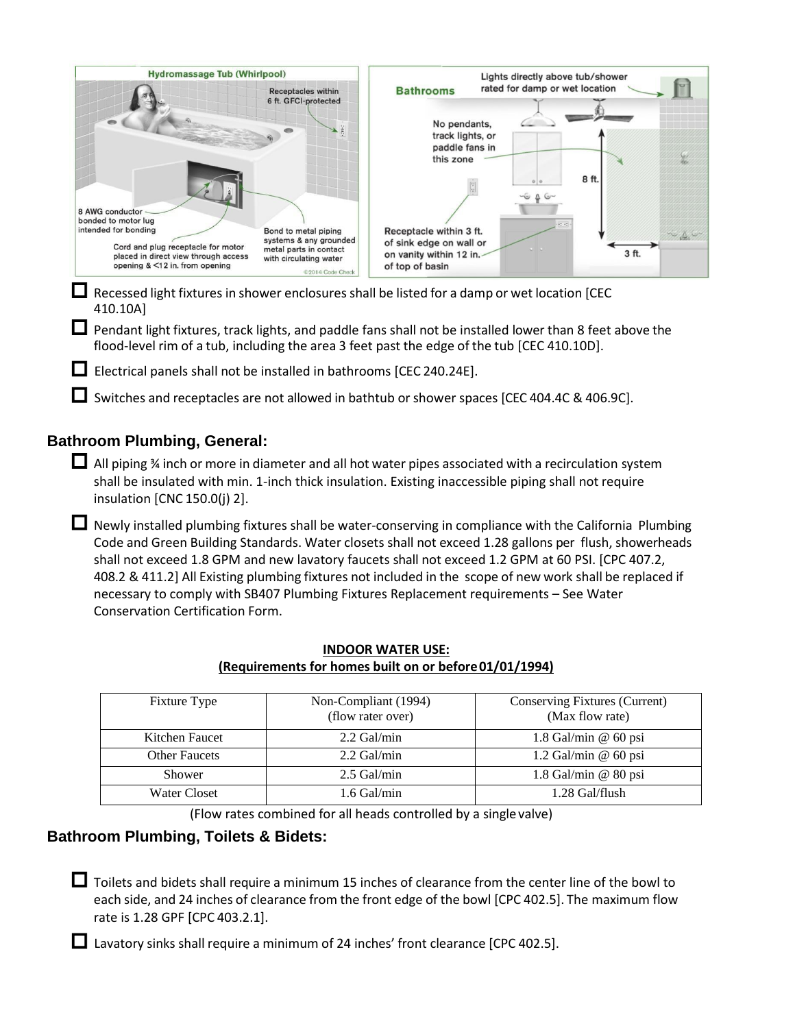- [ ] Recessed light fixtures in shower enclosures shall be listed for a damp or wet location [CEC 410.10A]

- [ ] Pendant light fixtures, track lights, and paddle fans shall not be installed lower than 8 feet above the flood-level rim of a tub, including the area 3 feet past the edge of the tub [CEC 410.10D].

- [ ] Electrical panels shall not be installed in bathrooms [CEC 240.24E].

- [ ] Switches and receptacles are not allowed in bathtub or shower spaces [CEC 404.4C & 406.9C].

### Bathroom Plumbing, General:

- [ ] All piping ¾ inch or more in diameter and all hot water pipes associated with a recirculation system shall be insulated with min. 1-inch thick insulation. Existing inaccessible piping shall not require insulation [CNC 150.0(j) 2].

- [ ] Newly installed plumbing fixtures shall be water-conserving in compliance with the California Plumbing Code and Green Building Standards. Water closets shall not exceed 1.28 gallons per flush, showerheads shall not exceed 1.8 GPM and new lavatory faucets shall not exceed 1.2 GPM at 60 PSI. [CPC 407.2, 408.2 & 411.2] All Existing plumbing fixtures not included in the scope of new work shall be replaced if necessary to comply with SB407 Plumbing Fixtures Replacement requirements – See Water Conservation Certification Form.

**INDOOR WATER USE:**
**(Requirements for homes built on or before 01/01/1994)**

| Fixture Type | Non-Compliant (1994) (flow rater over) | Conserving Fixtures (Current) (Max flow rate) |
|---|---|---|
| Kitchen Faucet | 2.2 Gal/min | 1.8 Gal/min @ 60 psi |
| Other Faucets | 2.2 Gal/min | 1.2 Gal/min @ 60 psi |
| Shower | 2.5 Gal/min | 1.8 Gal/min @ 80 psi |
| Water Closet | 1.6 Gal/min | 1.28 Gal/flush |

(Flow rates combined for all heads controlled by a single valve)

### Bathroom Plumbing, Toilets & Bidets:

- [ ] Toilets and bidets shall require a minimum 15 inches of clearance from the center line of the bowl to each side, and 24 inches of clearance from the front edge of the bowl [CPC 402.5]. The maximum flow rate is 1.28 GPF [CPC 403.2.1].

- [ ] Lavatory sinks shall require a minimum of 24 inches' front clearance [CPC 402.5].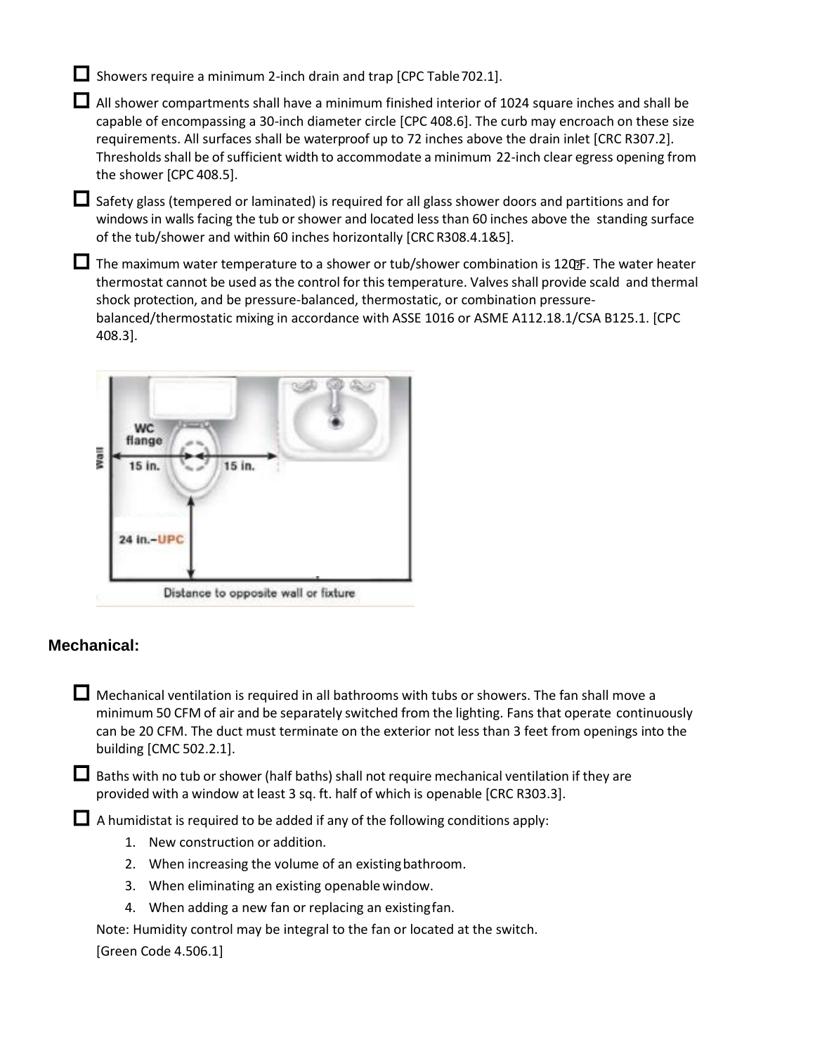- [ ] Showers require a minimum 2-inch drain and trap [CPC Table 702.1].

- [ ] All shower compartments shall have a minimum finished interior of 1024 square inches and shall be capable of encompassing a 30-inch diameter circle [CPC 408.6]. The curb may encroach on these size requirements. All surfaces shall be waterproof up to 72 inches above the drain inlet [CRC R307.2]. Thresholds shall be of sufficient width to accommodate a minimum 22-inch clear egress opening from the shower [CPC 408.5].

- [ ] Safety glass (tempered or laminated) is required for all glass shower doors and partitions and for windows in walls facing the tub or shower and located less than 60 inches above the standing surface of the tub/shower and within 60 inches horizontally [CRC R308.4.1&5].

- [ ] The maximum water temperature to a shower or tub/shower combination is 120°F. The water heater thermostat cannot be used as the control for this temperature. Valves shall provide scald and thermal shock protection, and be pressure-balanced, thermostatic, or combination pressure-balanced/thermostatic mixing in accordance with ASSE 1016 or ASME A112.18.1/CSA B125.1. [CPC 408.3].

## Mechanical:

- [ ] Mechanical ventilation is required in all bathrooms with tubs or showers. The fan shall move a minimum 50 CFM of air and be separately switched from the lighting. Fans that operate continuously can be 20 CFM. The duct must terminate on the exterior not less than 3 feet from openings into the building [CMC 502.2.1].

- [ ] Baths with no tub or shower (half baths) shall not require mechanical ventilation if they are provided with a window at least 3 sq. ft. half of which is openable [CRC R303.3].

- [ ] A humidistat is required to be added if any of the following conditions apply:
    1. New construction or addition.
    2. When increasing the volume of an existing bathroom.
    3. When eliminating an existing openable window.
    4. When adding a new fan or replacing an existing fan.

  Note: Humidity control may be integral to the fan or located at the switch.

  [Green Code 4.506.1]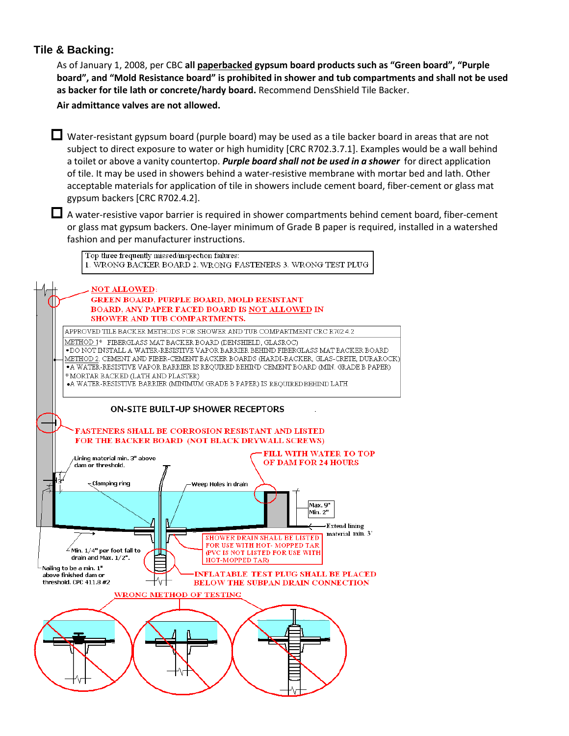## Tile & Backing:

As of January 1, 2008, per CBC **all paperbacked gypsum board products such as "Green board", "Purple board", and "Mold Resistance board" is prohibited in shower and tub compartments and shall not be used as backer for tile lath or concrete/hardy board.** Recommend DensShield Tile Backer.

**Air admittance valves are not allowed.**

- ☐ Water-resistant gypsum board (purple board) may be used as a tile backer board in areas that are not subject to direct exposure to water or high humidity [CRC R702.3.7.1]. Examples would be a wall behind a toilet or above a vanity countertop. ***Purple board shall not be used in a shower*** for direct application of tile. It may be used in showers behind a water-resistive membrane with mortar bed and lath. Other acceptable materials for application of tile in showers include cement board, fiber-cement or glass mat gypsum backers [CRC R702.4.2].

- ☐ A water-resistive vapor barrier is required in shower compartments behind cement board, fiber-cement or glass mat gypsum backers. One-layer minimum of Grade B paper is required, installed in a watershed fashion and per manufacturer instructions.

Top three frequently missed/inspection failures:
1. WRONG BACKER BOARD 2. WRONG FASTENERS 3. WRONG TEST PLUG

NOT ALLOWED:
GREEN BOARD, PURPLE BOARD, MOLD RESISTANT BOARD, ANY PAPER FACED BOARD IS NOT ALLOWED IN SHOWER AND TUB COMPARTMENTS.

APPROVED TILE BACKER METHODS FOR SHOWER AND TUB COMPARTMENT CRC R702.4.2

METHOD 1: FIBERGLASS MAT BACKER BOARD (DENSHIELD, GLASROC)
- DO NOT INSTALL A WATER-RESISTIVE VAPOR BARRIER BEHIND FIBERGLASS MAT BACKER BOARD

METHOD 2. CEMENT AND FIBER-CEMENT BACKER BOARDS (HARDI-BACKER, GLAS-CRETE, DUROCK)
- A WATER-RESISTIVE VAPOR BARRIER IS REQUIRED BEHIND CEMENT BOARD (MIN. GRADE B PAPER)

* MORTAR BACKED (LATH AND PLASTER)
- A WATER-RESISTIVE BARRIER (MINIMUM GRADE B PAPER) IS REQUIRED BEHIND LATH

**ON-SITE BUILT-UP SHOWER RECEPTORS**

FASTENERS SHALL BE CORROSION RESISTANT AND LISTED FOR THE BACKER BOARD (NOT BLACK DRYWALL SCREWS)

Lining material min. 3" above dam or threshold.

3"

Clamping ring

Weep Holes in drain

FILL WITH WATER TO TOP OF DAM FOR 24 HOURS

Max. 9"
Min. 2"

Extend lining material min. 3'

Min. 1/4" per foot fall to drain and Max. 1/2".

Nailing to be a min. 1" above finished dam or threshold. CPC 411.8 #2

SHOWER DRAIN SHALL BE LISTED FOR USE WITH HOT- MOPPED TAR (PVC IS NOT LISTED FOR USE WITH HOT-MOPPED TAR)

INFLATABLE TEST PLUG SHALL BE PLACED BELOW THE SUBPAN DRAIN CONNECTION

WRONG METHOD OF TESTING